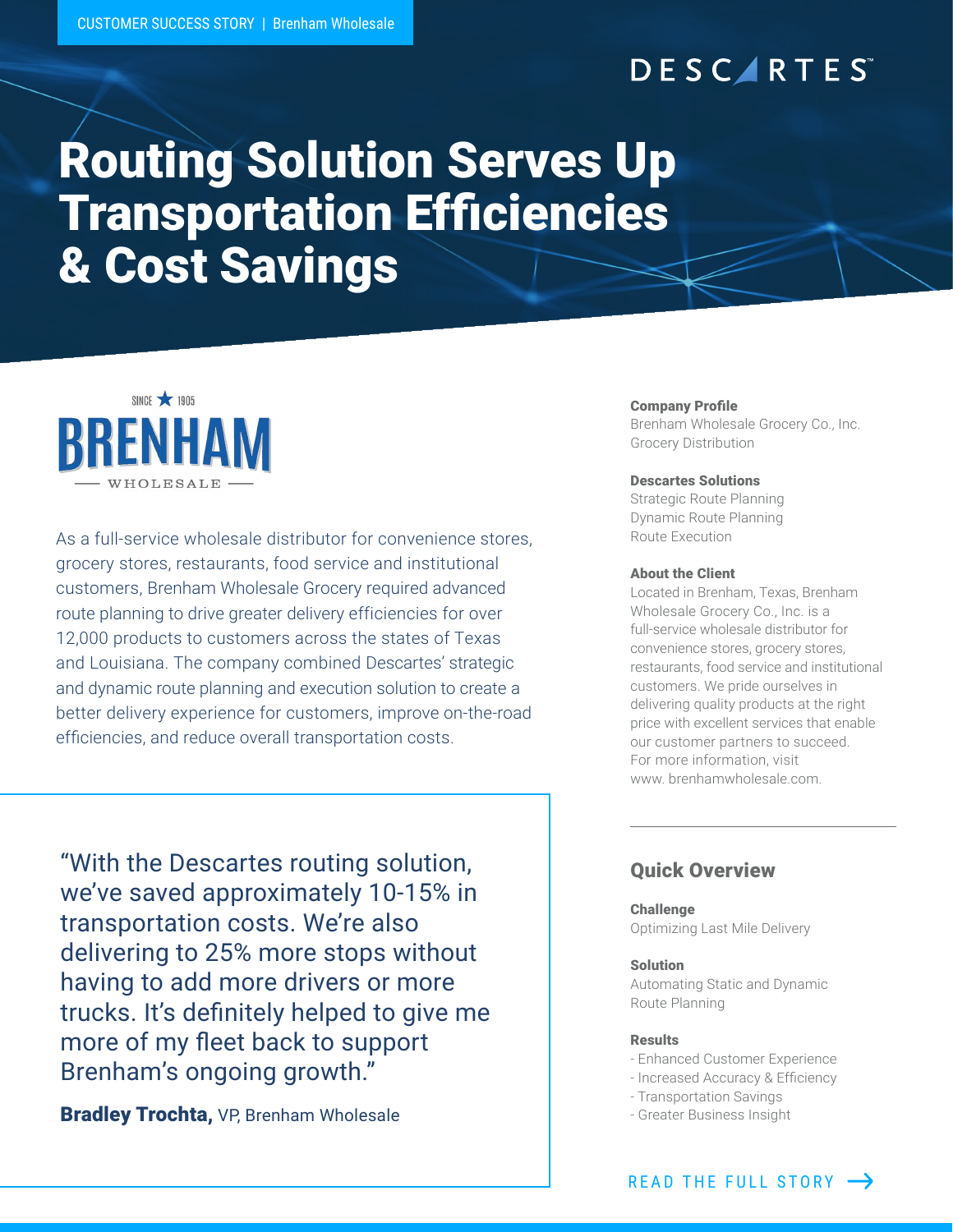CUSTOMER SUCCESS STORY | Brenham Wholesale

DESCARTES

# Routing Solution Serves Up Transportation Efficiencies & Cost Savings

SINCE 1905 BRENHAM WHOLESALE

As a full-service wholesale distributor for convenience stores, grocery stores, restaurants, food service and institutional customers, Brenham Wholesale Grocery required advanced route planning to drive greater delivery efficiencies for over 12,000 products to customers across the states of Texas and Louisiana. The company combined Descartes' strategic and dynamic route planning and execution solution to create a better delivery experience for customers, improve on-the-road efficiencies, and reduce overall transportation costs.

> "With the Descartes routing solution, we've saved approximately 10-15% in transportation costs. We're also delivering to 25% more stops without having to add more drivers or more trucks. It's definitely helped to give me more of my fleet back to support Brenham's ongoing growth."
>
> **Bradley Trochta,** VP, Brenham Wholesale

**Company Profile**
Brenham Wholesale Grocery Co., Inc.
Grocery Distribution

**Descartes Solutions**
Strategic Route Planning
Dynamic Route Planning
Route Execution

**About the Client**
Located in Brenham, Texas, Brenham Wholesale Grocery Co., Inc. is a full-service wholesale distributor for convenience stores, grocery stores, restaurants, food service and institutional customers. We pride ourselves in delivering quality products at the right price with excellent services that enable our customer partners to succeed. For more information, visit www. brenhamwholesale.com.

## Quick Overview

**Challenge**
Optimizing Last Mile Delivery

**Solution**
Automating Static and Dynamic Route Planning

**Results**
- Enhanced Customer Experience
- Increased Accuracy & Efficiency
- Transportation Savings
- Greater Business Insight

READ THE FULL STORY →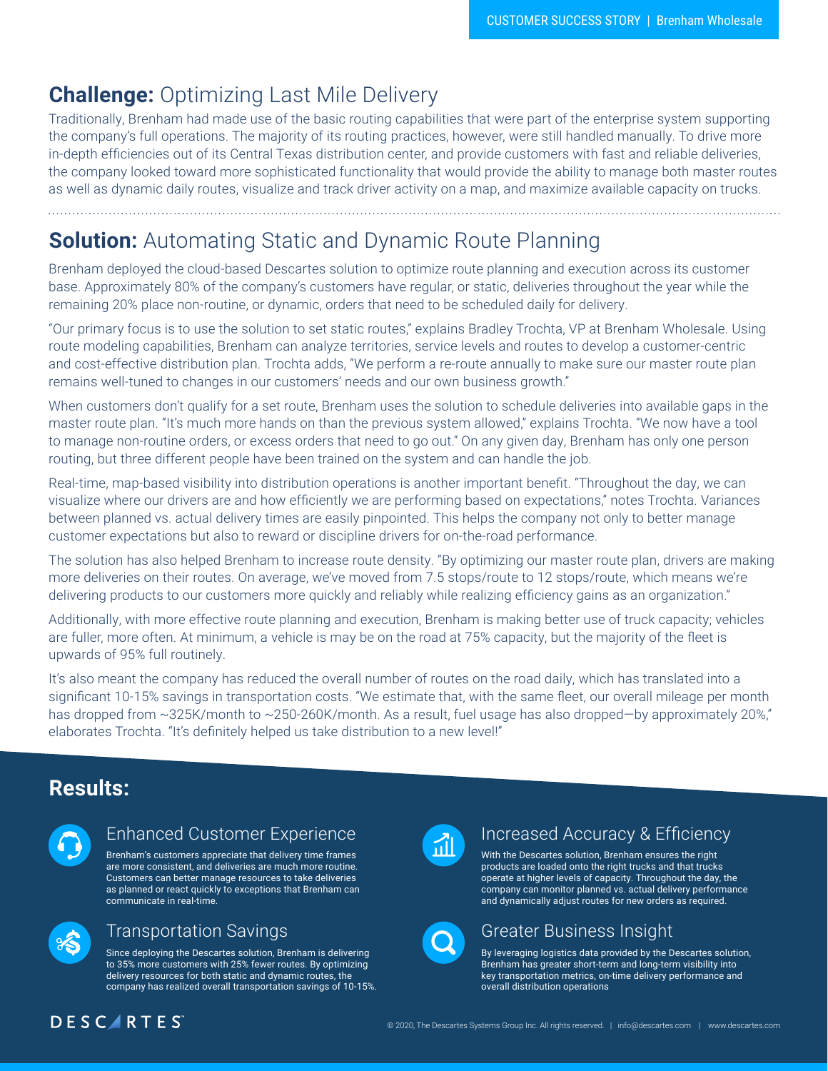## **Challenge:** Optimizing Last Mile Delivery

Traditionally, Brenham had made use of the basic routing capabilities that were part of the enterprise system supporting the company's full operations. The majority of its routing practices, however, were still handled manually. To drive more in-depth efficiencies out of its Central Texas distribution center, and provide customers with fast and reliable deliveries, the company looked toward more sophisticated functionality that would provide the ability to manage both master routes as well as dynamic daily routes, visualize and track driver activity on a map, and maximize available capacity on trucks.

## **Solution:** Automating Static and Dynamic Route Planning

Brenham deployed the cloud-based Descartes solution to optimize route planning and execution across its customer base. Approximately 80% of the company's customers have regular, or static, deliveries throughout the year while the remaining 20% place non-routine, or dynamic, orders that need to be scheduled daily for delivery.

"Our primary focus is to use the solution to set static routes," explains Bradley Trochta, VP at Brenham Wholesale. Using route modeling capabilities, Brenham can analyze territories, service levels and routes to develop a customer-centric and cost-effective distribution plan. Trochta adds, "We perform a re-route annually to make sure our master route plan remains well-tuned to changes in our customers' needs and our own business growth."

When customers don't qualify for a set route, Brenham uses the solution to schedule deliveries into available gaps in the master route plan. "It's much more hands on than the previous system allowed," explains Trochta. "We now have a tool to manage non-routine orders, or excess orders that need to go out." On any given day, Brenham has only one person routing, but three different people have been trained on the system and can handle the job.

Real-time, map-based visibility into distribution operations is another important benefit. "Throughout the day, we can visualize where our drivers are and how efficiently we are performing based on expectations," notes Trochta. Variances between planned vs. actual delivery times are easily pinpointed. This helps the company not only to better manage customer expectations but also to reward or discipline drivers for on-the-road performance.

The solution has also helped Brenham to increase route density. "By optimizing our master route plan, drivers are making more deliveries on their routes. On average, we've moved from 7.5 stops/route to 12 stops/route, which means we're delivering products to our customers more quickly and reliably while realizing efficiency gains as an organization."

Additionally, with more effective route planning and execution, Brenham is making better use of truck capacity; vehicles are fuller, more often. At minimum, a vehicle is may be on the road at 75% capacity, but the majority of the fleet is upwards of 95% full routinely.

It's also meant the company has reduced the overall number of routes on the road daily, which has translated into a significant 10-15% savings in transportation costs. "We estimate that, with the same fleet, our overall mileage per month has dropped from ~325K/month to ~250-260K/month. As a result, fuel usage has also dropped—by approximately 20%," elaborates Trochta. "It's definitely helped us take distribution to a new level!"

## **Results:**

### Enhanced Customer Experience

Brenham's customers appreciate that delivery time frames are more consistent, and deliveries are much more routine. Customers can better manage resources to take deliveries as planned or react quickly to exceptions that Brenham can communicate in real-time.

### Transportation Savings

Since deploying the Descartes solution, Brenham is delivering to 35% more customers with 25% fewer routes. By optimizing delivery resources for both static and dynamic routes, the company has realized overall transportation savings of 10-15%.

### Increased Accuracy & Efficiency

With the Descartes solution, Brenham ensures the right products are loaded onto the right trucks and that trucks operate at higher levels of capacity. Throughout the day, the company can monitor planned vs. actual delivery performance and dynamically adjust routes for new orders as required.

### Greater Business Insight

By leveraging logistics data provided by the Descartes solution, Brenham has greater short-term and long-term visibility into key transportation metrics, on-time delivery performance and overall distribution operations

DESCARTES

© 2020, The Descartes Systems Group Inc. All rights reserved. | info@descartes.com | www.descartes.com